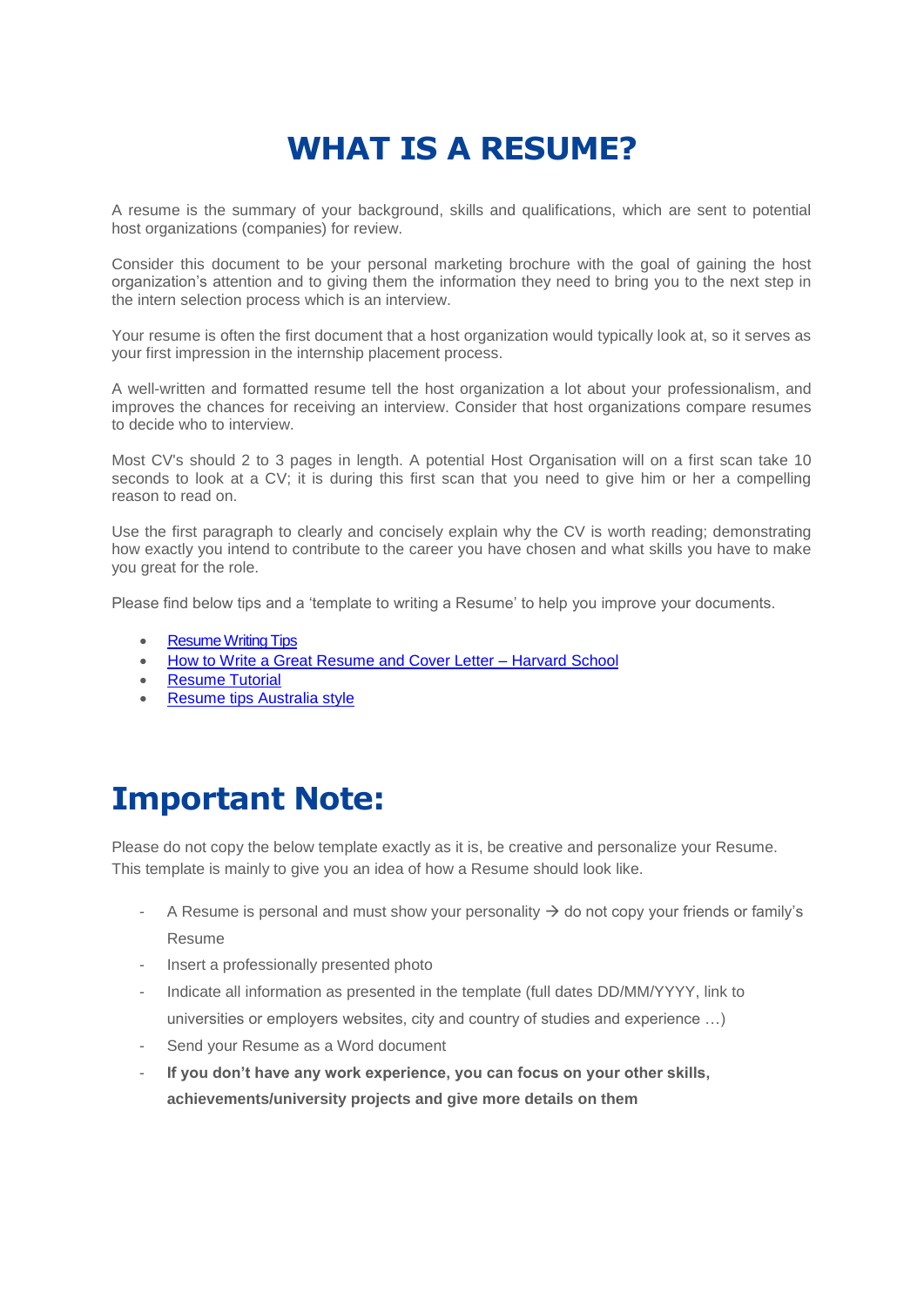# WHAT IS A RESUME?

A resume is the summary of your background, skills and qualifications, which are sent to potential host organizations (companies) for review.

Consider this document to be your personal marketing brochure with the goal of gaining the host organization's attention and to giving them the information they need to bring you to the next step in the intern selection process which is an interview.

Your resume is often the first document that a host organization would typically look at, so it serves as your first impression in the internship placement process.

A well-written and formatted resume tell the host organization a lot about your professionalism, and improves the chances for receiving an interview. Consider that host organizations compare resumes to decide who to interview.

Most CV's should 2 to 3 pages in length. A potential Host Organisation will on a first scan take 10 seconds to look at a CV; it is during this first scan that you need to give him or her a compelling reason to read on.

Use the first paragraph to clearly and concisely explain why the CV is worth reading; demonstrating how exactly you intend to contribute to the career you have chosen and what skills you have to make you great for the role.

Please find below tips and a 'template to writing a Resume' to help you improve your documents.

- Resume Writing Tips
- How to Write a Great Resume and Cover Letter – Harvard School
- Resume Tutorial
- Resume tips Australia style

# Important Note:

Please do not copy the below template exactly as it is, be creative and personalize your Resume. This template is mainly to give you an idea of how a Resume should look like.

- A Resume is personal and must show your personality → do not copy your friends or family's Resume
- Insert a professionally presented photo
- Indicate all information as presented in the template (full dates DD/MM/YYYY, link to universities or employers websites, city and country of studies and experience …)
- Send your Resume as a Word document
- **If you don't have any work experience, you can focus on your other skills, achievements/university projects and give more details on them**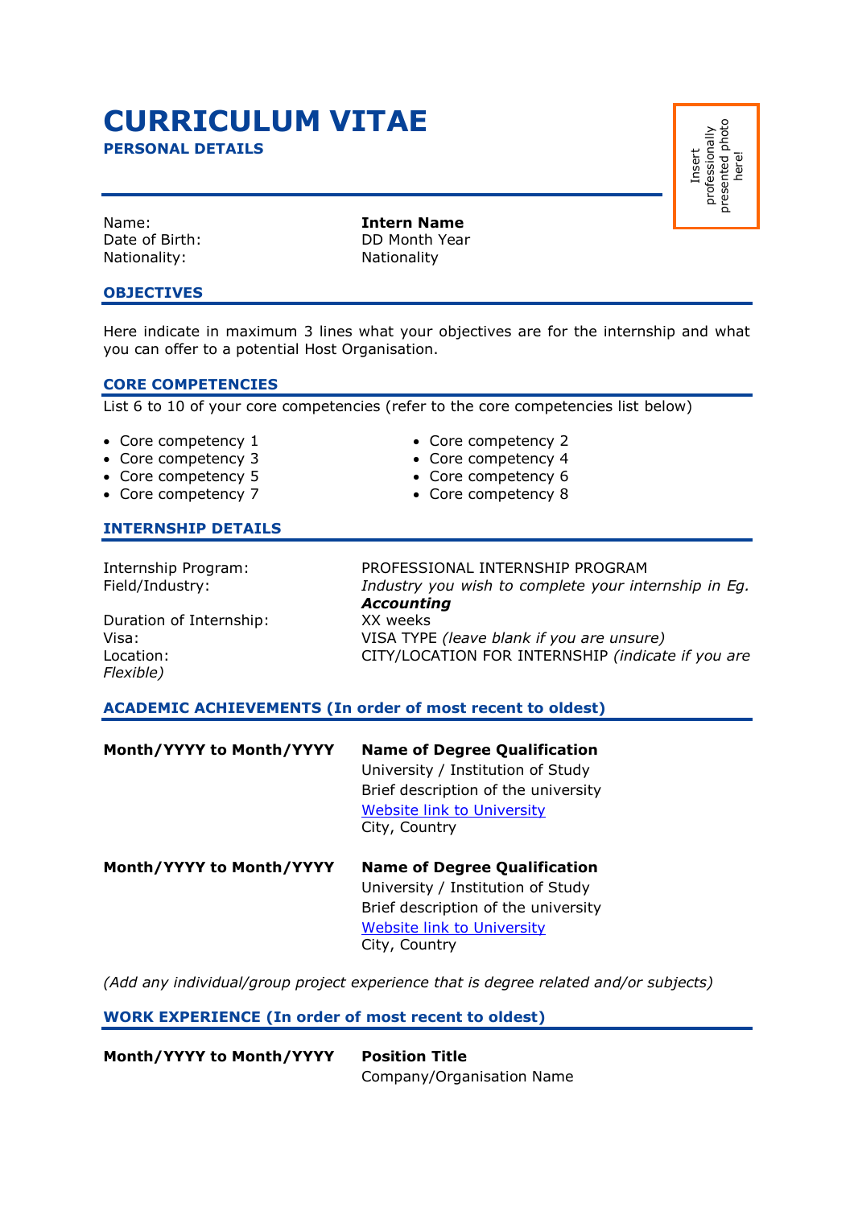# CURRICULUM VITAE

## PERSONAL DETAILS

Insert professionally presented photo here!

| | |
|---|---|
| Name: | **Intern Name** |
| Date of Birth: | DD Month Year |
| Nationality: | Nationality |

## OBJECTIVES

Here indicate in maximum 3 lines what your objectives are for the internship and what you can offer to a potential Host Organisation.

## CORE COMPETENCIES

List 6 to 10 of your core competencies (refer to the core competencies list below)

- Core competency 1
- Core competency 2
- Core competency 3
- Core competency 4
- Core competency 5
- Core competency 6
- Core competency 7
- Core competency 8

## INTERNSHIP DETAILS

| | |
|---|---|
| Internship Program: | PROFESSIONAL INTERNSHIP PROGRAM |
| Field/Industry: | *Industry you wish to complete your internship in Eg.* ***Accounting*** |
| Duration of Internship: | XX weeks |
| Visa: | VISA TYPE *(leave blank if you are unsure)* |
| Location: | CITY/LOCATION FOR INTERNSHIP *(indicate if you are Flexible)* |

## ACADEMIC ACHIEVEMENTS (In order of most recent to oldest)

**Month/YYYY to Month/YYYY**

**Name of Degree Qualification**
University / Institution of Study
Brief description of the university
Website link to University
City, Country

**Month/YYYY to Month/YYYY**

**Name of Degree Qualification**
University / Institution of Study
Brief description of the university
Website link to University
City, Country

*(Add any individual/group project experience that is degree related and/or subjects)*

## WORK EXPERIENCE (In order of most recent to oldest)

**Month/YYYY to Month/YYYY**

**Position Title**
Company/Organisation Name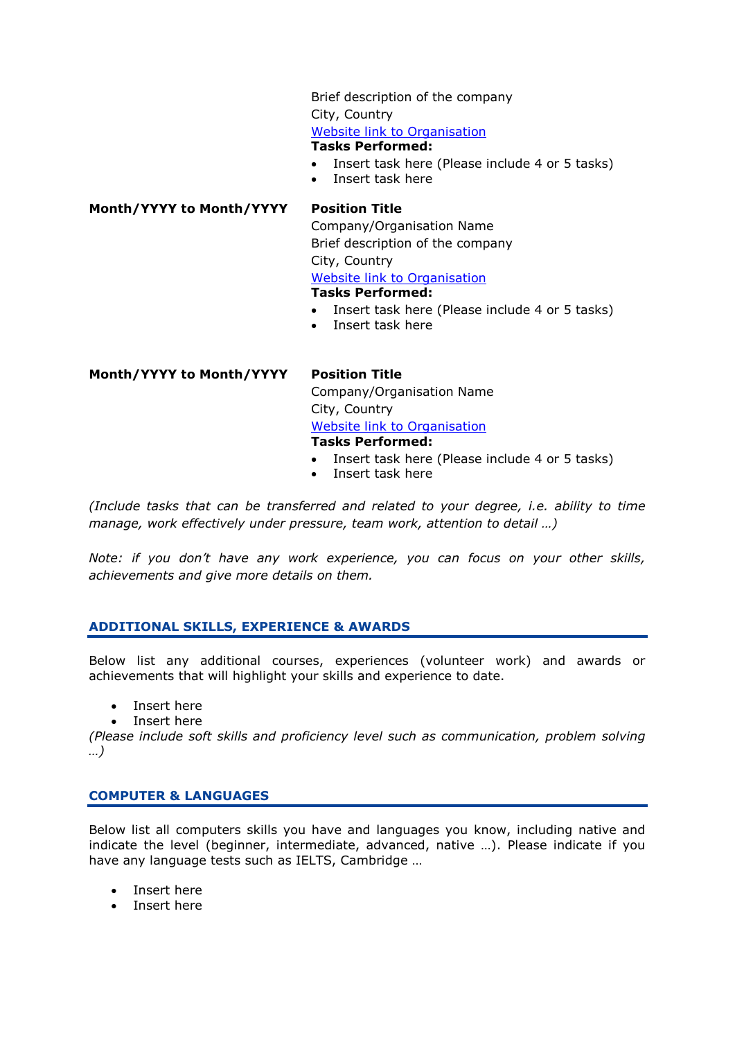Brief description of the company
City, Country
[Website link to Organisation]()
**Tasks Performed:**

- Insert task here (Please include 4 or 5 tasks)
- Insert task here

**Month/YYYY to Month/YYYY** **Position Title**
Company/Organisation Name
Brief description of the company
City, Country
[Website link to Organisation]()
**Tasks Performed:**

- Insert task here (Please include 4 or 5 tasks)
- Insert task here

**Month/YYYY to Month/YYYY** **Position Title**
Company/Organisation Name
City, Country
[Website link to Organisation]()
**Tasks Performed:**

- Insert task here (Please include 4 or 5 tasks)
- Insert task here

*(Include tasks that can be transferred and related to your degree, i.e. ability to time manage, work effectively under pressure, team work, attention to detail …)*

*Note: if you don't have any work experience, you can focus on your other skills, achievements and give more details on them.*

## ADDITIONAL SKILLS, EXPERIENCE & AWARDS

Below list any additional courses, experiences (volunteer work) and awards or achievements that will highlight your skills and experience to date.

- Insert here
- Insert here

*(Please include soft skills and proficiency level such as communication, problem solving …)*

## COMPUTER & LANGUAGES

Below list all computers skills you have and languages you know, including native and indicate the level (beginner, intermediate, advanced, native …). Please indicate if you have any language tests such as IELTS, Cambridge …

- Insert here
- Insert here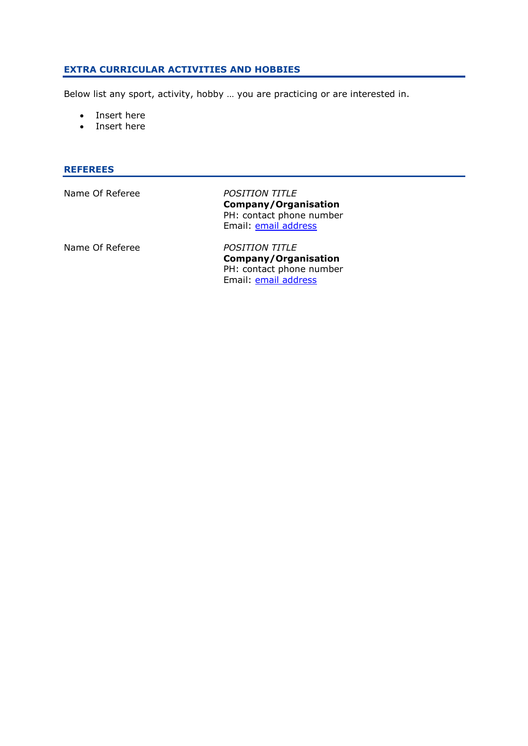## EXTRA CURRICULAR ACTIVITIES AND HOBBIES

Below list any sport, activity, hobby … you are practicing or are interested in.

- Insert here
- Insert here

## REFEREES

| | |
|---|---|
| Name Of Referee | *POSITION TITLE*<br>**Company/Organisation**<br>PH: contact phone number<br>Email: email address |
| Name Of Referee | *POSITION TITLE*<br>**Company/Organisation**<br>PH: contact phone number<br>Email: email address |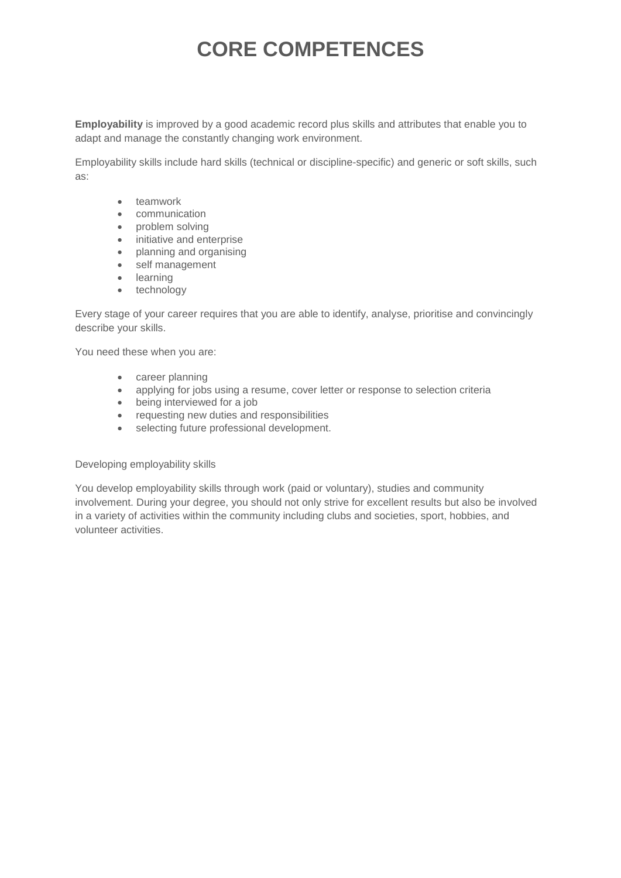# CORE COMPETENCES

**Employability** is improved by a good academic record plus skills and attributes that enable you to adapt and manage the constantly changing work environment.

Employability skills include hard skills (technical or discipline-specific) and generic or soft skills, such as:

- teamwork
- communication
- problem solving
- initiative and enterprise
- planning and organising
- self management
- learning
- technology

Every stage of your career requires that you are able to identify, analyse, prioritise and convincingly describe your skills.

You need these when you are:

- career planning
- applying for jobs using a resume, cover letter or response to selection criteria
- being interviewed for a job
- requesting new duties and responsibilities
- selecting future professional development.

Developing employability skills

You develop employability skills through work (paid or voluntary), studies and community involvement. During your degree, you should not only strive for excellent results but also be involved in a variety of activities within the community including clubs and societies, sport, hobbies, and volunteer activities.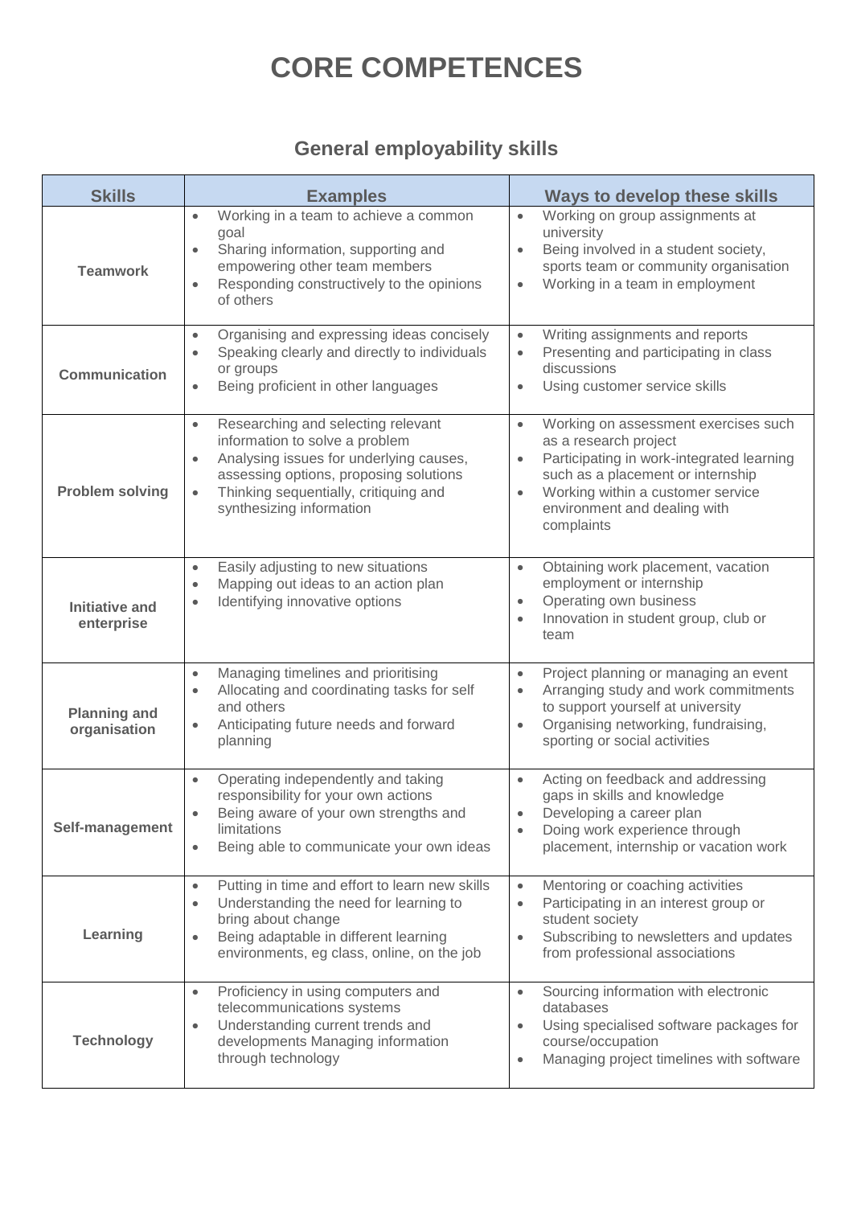# CORE COMPETENCES

## General employability skills

| Skills | Examples | Ways to develop these skills |
|---|---|---|
| **Teamwork** | • Working in a team to achieve a common goal<br>• Sharing information, supporting and empowering other team members<br>• Responding constructively to the opinions of others | • Working on group assignments at university<br>• Being involved in a student society, sports team or community organisation<br>• Working in a team in employment |
| **Communication** | • Organising and expressing ideas concisely<br>• Speaking clearly and directly to individuals or groups<br>• Being proficient in other languages | • Writing assignments and reports<br>• Presenting and participating in class discussions<br>• Using customer service skills |
| **Problem solving** | • Researching and selecting relevant information to solve a problem<br>• Analysing issues for underlying causes, assessing options, proposing solutions<br>• Thinking sequentially, critiquing and synthesizing information | • Working on assessment exercises such as a research project<br>• Participating in work-integrated learning such as a placement or internship<br>• Working within a customer service environment and dealing with complaints |
| **Initiative and enterprise** | • Easily adjusting to new situations<br>• Mapping out ideas to an action plan<br>• Identifying innovative options | • Obtaining work placement, vacation employment or internship<br>• Operating own business<br>• Innovation in student group, club or team |
| **Planning and organisation** | • Managing timelines and prioritising<br>• Allocating and coordinating tasks for self and others<br>• Anticipating future needs and forward planning | • Project planning or managing an event<br>• Arranging study and work commitments to support yourself at university<br>• Organising networking, fundraising, sporting or social activities |
| **Self-management** | • Operating independently and taking responsibility for your own actions<br>• Being aware of your own strengths and limitations<br>• Being able to communicate your own ideas | • Acting on feedback and addressing gaps in skills and knowledge<br>• Developing a career plan<br>• Doing work experience through placement, internship or vacation work |
| **Learning** | • Putting in time and effort to learn new skills<br>• Understanding the need for learning to bring about change<br>• Being adaptable in different learning environments, eg class, online, on the job | • Mentoring or coaching activities<br>• Participating in an interest group or student society<br>• Subscribing to newsletters and updates from professional associations |
| **Technology** | • Proficiency in using computers and telecommunications systems<br>• Understanding current trends and developments Managing information through technology | • Sourcing information with electronic databases<br>• Using specialised software packages for course/occupation<br>• Managing project timelines with software |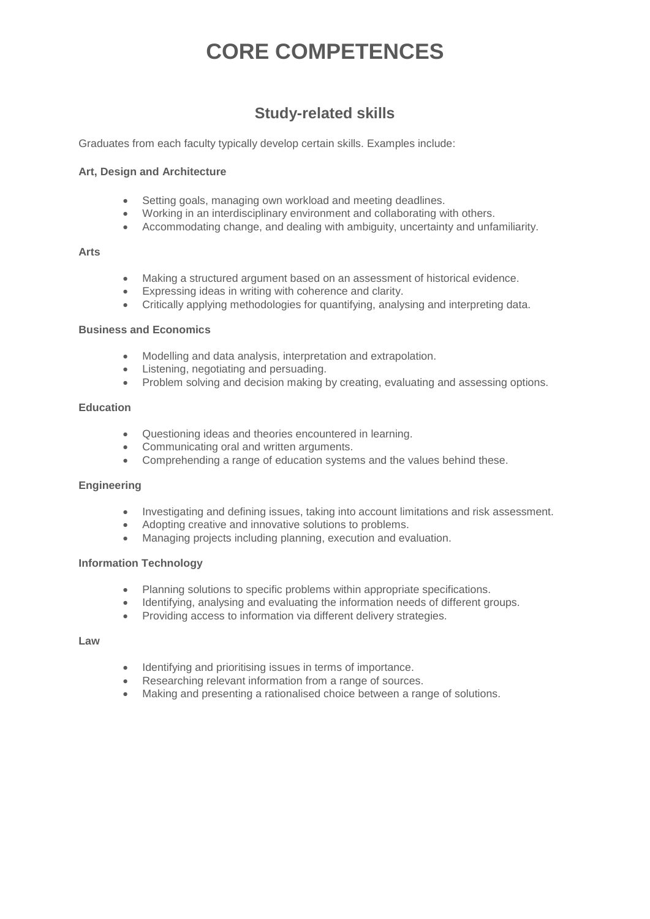# CORE COMPETENCES

## Study-related skills

Graduates from each faculty typically develop certain skills. Examples include:

**Art, Design and Architecture**

- Setting goals, managing own workload and meeting deadlines.
- Working in an interdisciplinary environment and collaborating with others.
- Accommodating change, and dealing with ambiguity, uncertainty and unfamiliarity.

**Arts**

- Making a structured argument based on an assessment of historical evidence.
- Expressing ideas in writing with coherence and clarity.
- Critically applying methodologies for quantifying, analysing and interpreting data.

**Business and Economics**

- Modelling and data analysis, interpretation and extrapolation.
- Listening, negotiating and persuading.
- Problem solving and decision making by creating, evaluating and assessing options.

**Education**

- Questioning ideas and theories encountered in learning.
- Communicating oral and written arguments.
- Comprehending a range of education systems and the values behind these.

**Engineering**

- Investigating and defining issues, taking into account limitations and risk assessment.
- Adopting creative and innovative solutions to problems.
- Managing projects including planning, execution and evaluation.

**Information Technology**

- Planning solutions to specific problems within appropriate specifications.
- Identifying, analysing and evaluating the information needs of different groups.
- Providing access to information via different delivery strategies.

**Law**

- Identifying and prioritising issues in terms of importance.
- Researching relevant information from a range of sources.
- Making and presenting a rationalised choice between a range of solutions.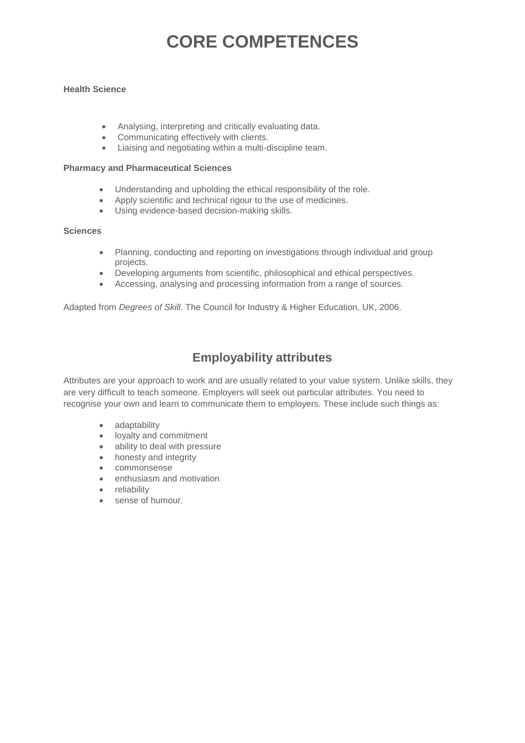# CORE COMPETENCES

**Health Science**

- Analysing, interpreting and critically evaluating data.
- Communicating effectively with clients.
- Liaising and negotiating within a multi-discipline team.

**Pharmacy and Pharmaceutical Sciences**

- Understanding and upholding the ethical responsibility of the role.
- Apply scientific and technical rigour to the use of medicines.
- Using evidence-based decision-making skills.

**Sciences**

- Planning, conducting and reporting on investigations through individual and group projects.
- Developing arguments from scientific, philosophical and ethical perspectives.
- Accessing, analysing and processing information from a range of sources.

Adapted from *Degrees of Skill*. The Council for Industry & Higher Education, UK, 2006.

## Employability attributes

Attributes are your approach to work and are usually related to your value system. Unlike skills, they are very difficult to teach someone. Employers will seek out particular attributes. You need to recognise your own and learn to communicate them to employers. These include such things as:

- adaptability
- loyalty and commitment
- ability to deal with pressure
- honesty and integrity
- commonsense
- enthusiasm and motivation
- reliability
- sense of humour.